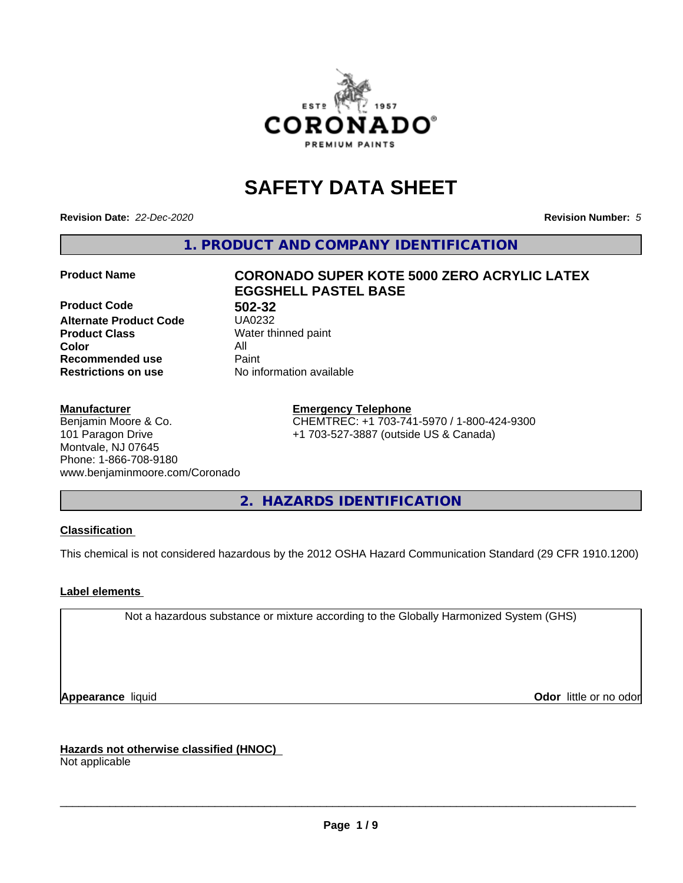# SAFETY DATA SHEET

**Revision Date:** *22-Dec-2020* **Revision Number:** *5*

## 1. PRODUCT AND COMPANY IDENTIFICATION

| | |
|---|---|
| **Product Name** | **CORONADO SUPER KOTE 5000 ZERO ACRYLIC LATEX EGGSHELL PASTEL BASE** |
| **Product Code** | **502-32** |
| **Alternate Product Code** | UA0232 |
| **Product Class** | Water thinned paint |
| **Color** | All |
| **Recommended use** | Paint |
| **Restrictions on use** | No information available |

**Manufacturer**
Benjamin Moore & Co.
101 Paragon Drive
Montvale, NJ 07645
Phone: 1-866-708-9180
www.benjaminmoore.com/Coronado

**Emergency Telephone**
CHEMTREC: +1 703-741-5970 / 1-800-424-9300
+1 703-527-3887 (outside US & Canada)

## 2. HAZARDS IDENTIFICATION

**Classification**

This chemical is not considered hazardous by the 2012 OSHA Hazard Communication Standard (29 CFR 1910.1200)

**Label elements**

Not a hazardous substance or mixture according to the Globally Harmonized System (GHS)

**Appearance** liquid **Odor** little or no odor

**Hazards not otherwise classified (HNOC)**
Not applicable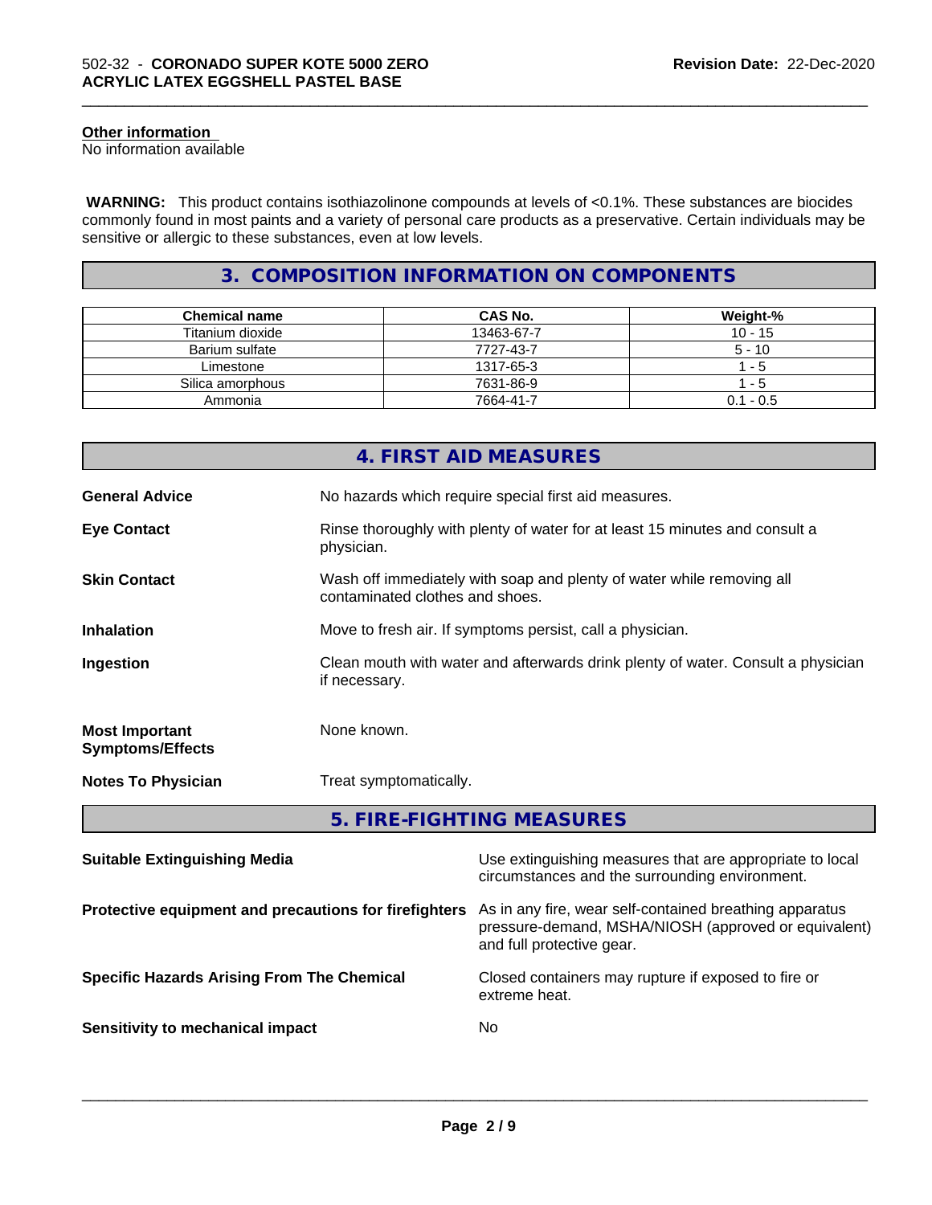#### Other information

No information available

**WARNING:** This product contains isothiazolinone compounds at levels of <0.1%. These substances are biocides commonly found in most paints and a variety of personal care products as a preservative. Certain individuals may be sensitive or allergic to these substances, even at low levels.

## 3. COMPOSITION INFORMATION ON COMPONENTS

| Chemical name | CAS No. | Weight-% |
|---|---|---|
| Titanium dioxide | 13463-67-7 | 10 - 15 |
| Barium sulfate | 7727-43-7 | 5 - 10 |
| Limestone | 1317-65-3 | 1 - 5 |
| Silica amorphous | 7631-86-9 | 1 - 5 |
| Ammonia | 7664-41-7 | 0.1 - 0.5 |

## 4. FIRST AID MEASURES

**General Advice** No hazards which require special first aid measures.

**Eye Contact** Rinse thoroughly with plenty of water for at least 15 minutes and consult a physician.

**Skin Contact** Wash off immediately with soap and plenty of water while removing all contaminated clothes and shoes.

**Inhalation** Move to fresh air. If symptoms persist, call a physician.

**Ingestion** Clean mouth with water and afterwards drink plenty of water. Consult a physician if necessary.

**Most Important Symptoms/Effects** None known.

**Notes To Physician** Treat symptomatically.

## 5. FIRE-FIGHTING MEASURES

**Suitable Extinguishing Media** Use extinguishing measures that are appropriate to local circumstances and the surrounding environment.

**Protective equipment and precautions for firefighters** As in any fire, wear self-contained breathing apparatus pressure-demand, MSHA/NIOSH (approved or equivalent) and full protective gear.

**Specific Hazards Arising From The Chemical** Closed containers may rupture if exposed to fire or extreme heat.

**Sensitivity to mechanical impact** No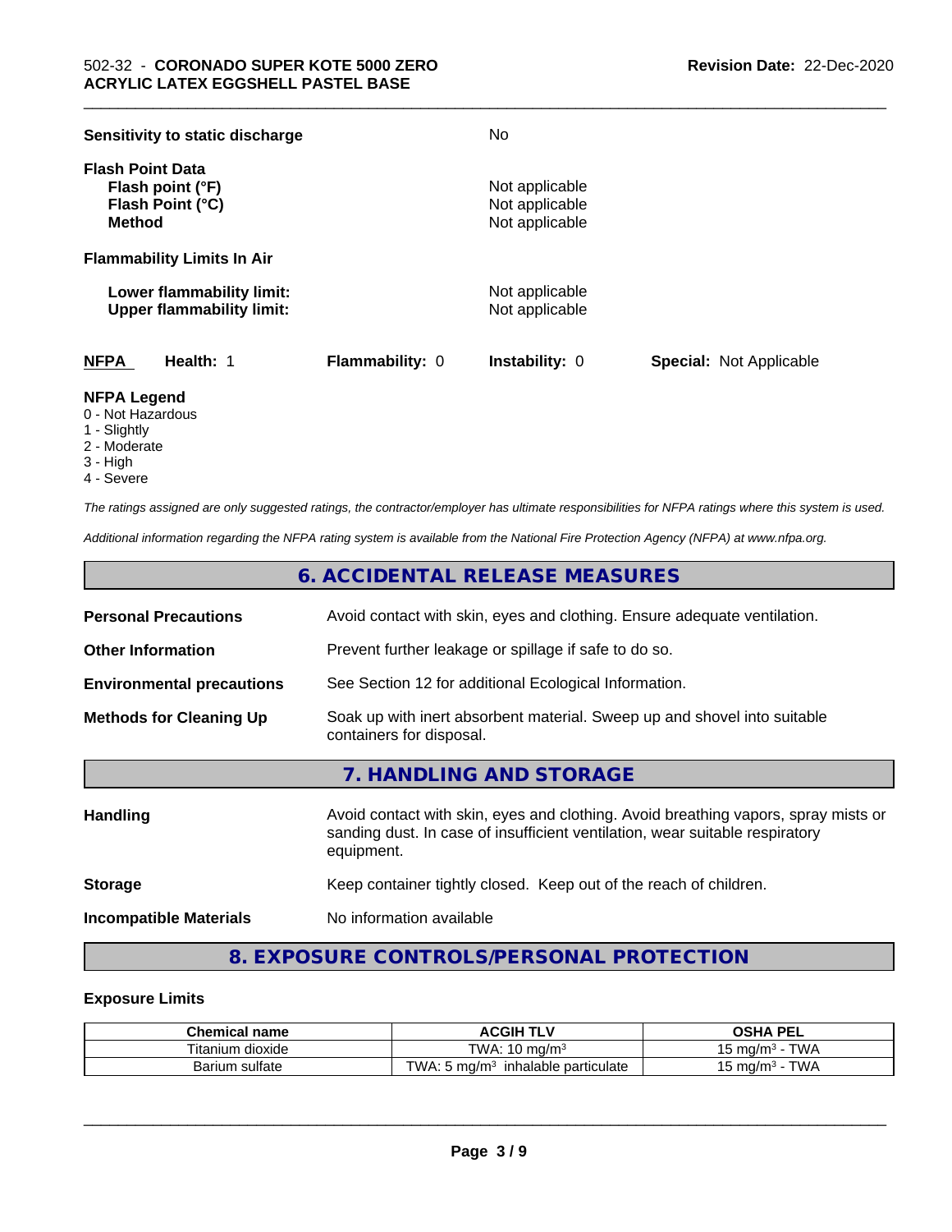**Sensitivity to static discharge** No

**Flash Point Data**

| | |
|---|---|
| **Flash point (°F)** | Not applicable |
| **Flash Point (°C)** | Not applicable |
| **Method** | Not applicable |

**Flammability Limits In Air**

| | |
|---|---|
| **Lower flammability limit:** | Not applicable |
| **Upper flammability limit:** | Not applicable |

| **NFPA** | **Health:** 1 | **Flammability:** 0 | **Instability:** 0 | **Special:** Not Applicable |
|---|---|---|---|---|

**NFPA Legend**

- 0 - Not Hazardous
- 1 - Slightly
- 2 - Moderate
- 3 - High
- 4 - Severe

*The ratings assigned are only suggested ratings, the contractor/employer has ultimate responsibilities for NFPA ratings where this system is used.*

*Additional information regarding the NFPA rating system is available from the National Fire Protection Agency (NFPA) at www.nfpa.org.*

## 6. ACCIDENTAL RELEASE MEASURES

| | |
|---|---|
| **Personal Precautions** | Avoid contact with skin, eyes and clothing. Ensure adequate ventilation. |
| **Other Information** | Prevent further leakage or spillage if safe to do so. |
| **Environmental precautions** | See Section 12 for additional Ecological Information. |
| **Methods for Cleaning Up** | Soak up with inert absorbent material. Sweep up and shovel into suitable containers for disposal. |

## 7. HANDLING AND STORAGE

| | |
|---|---|
| **Handling** | Avoid contact with skin, eyes and clothing. Avoid breathing vapors, spray mists or sanding dust. In case of insufficient ventilation, wear suitable respiratory equipment. |
| **Storage** | Keep container tightly closed. Keep out of the reach of children. |
| **Incompatible Materials** | No information available |

## 8. EXPOSURE CONTROLS/PERSONAL PROTECTION

### Exposure Limits

| Chemical name | ACGIH TLV | OSHA PEL |
|---|---|---|
| Titanium dioxide | TWA: 10 mg/m$^3$ | 15 mg/m$^3$ - TWA |
| Barium sulfate | TWA: 5 mg/m$^3$ inhalable particulate | 15 mg/m$^3$ - TWA |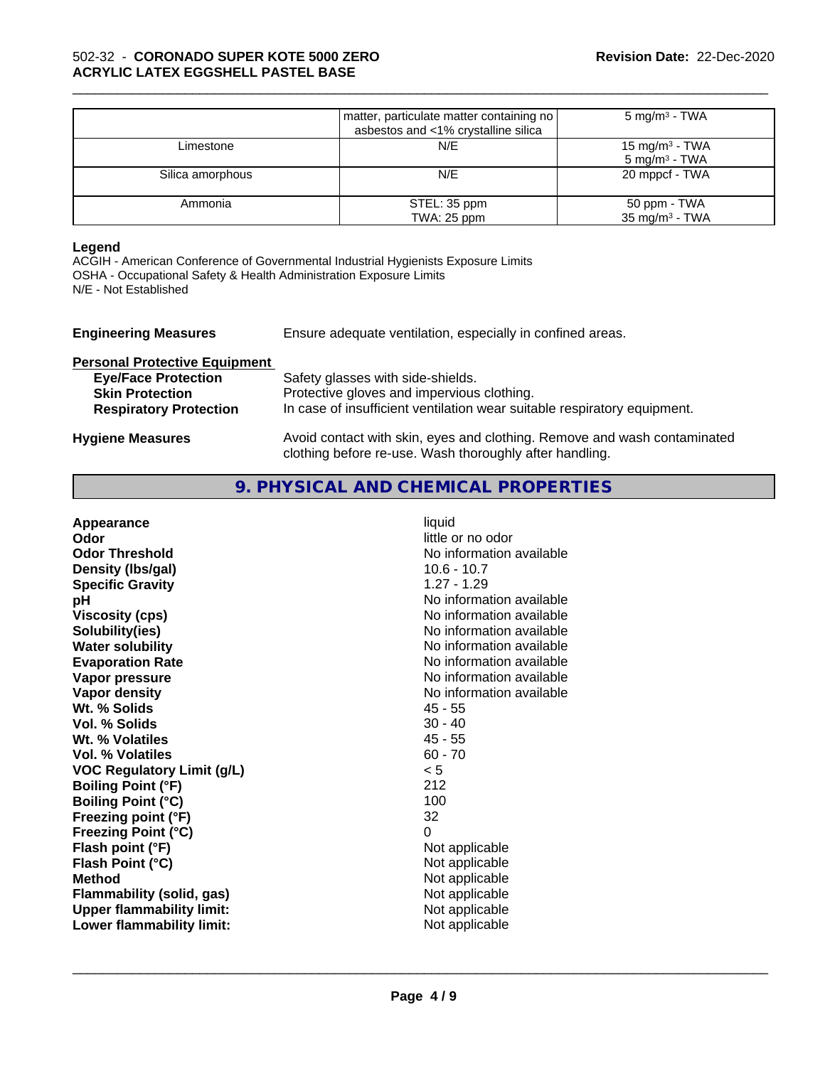| | | |
|---|---|---|
| | matter, particulate matter containing no asbestos and <1% crystalline silica | 5 mg/m³ - TWA |
| Limestone | N/E | 15 mg/m³ - TWA<br>5 mg/m³ - TWA |
| Silica amorphous | N/E | 20 mppcf - TWA |
| Ammonia | STEL: 35 ppm<br>TWA: 25 ppm | 50 ppm - TWA<br>35 mg/m³ - TWA |

**Legend**
ACGIH - American Conference of Governmental Industrial Hygienists Exposure Limits
OSHA - Occupational Safety & Health Administration Exposure Limits
N/E - Not Established

**Engineering Measures** Ensure adequate ventilation, especially in confined areas.

**Personal Protective Equipment**

**Eye/Face Protection** Safety glasses with side-shields.
**Skin Protection** Protective gloves and impervious clothing.
**Respiratory Protection** In case of insufficient ventilation wear suitable respiratory equipment.

**Hygiene Measures** Avoid contact with skin, eyes and clothing. Remove and wash contaminated clothing before re-use. Wash thoroughly after handling.

## 9. PHYSICAL AND CHEMICAL PROPERTIES

| | |
|---|---|
| **Appearance** | liquid |
| **Odor** | little or no odor |
| **Odor Threshold** | No information available |
| **Density (lbs/gal)** | 10.6 - 10.7 |
| **Specific Gravity** | 1.27 - 1.29 |
| **pH** | No information available |
| **Viscosity (cps)** | No information available |
| **Solubility(ies)** | No information available |
| **Water solubility** | No information available |
| **Evaporation Rate** | No information available |
| **Vapor pressure** | No information available |
| **Vapor density** | No information available |
| **Wt. % Solids** | 45 - 55 |
| **Vol. % Solids** | 30 - 40 |
| **Wt. % Volatiles** | 45 - 55 |
| **Vol. % Volatiles** | 60 - 70 |
| **VOC Regulatory Limit (g/L)** | < 5 |
| **Boiling Point (°F)** | 212 |
| **Boiling Point (°C)** | 100 |
| **Freezing point (°F)** | 32 |
| **Freezing Point (°C)** | 0 |
| **Flash point (°F)** | Not applicable |
| **Flash Point (°C)** | Not applicable |
| **Method** | Not applicable |
| **Flammability (solid, gas)** | Not applicable |
| **Upper flammability limit:** | Not applicable |
| **Lower flammability limit:** | Not applicable |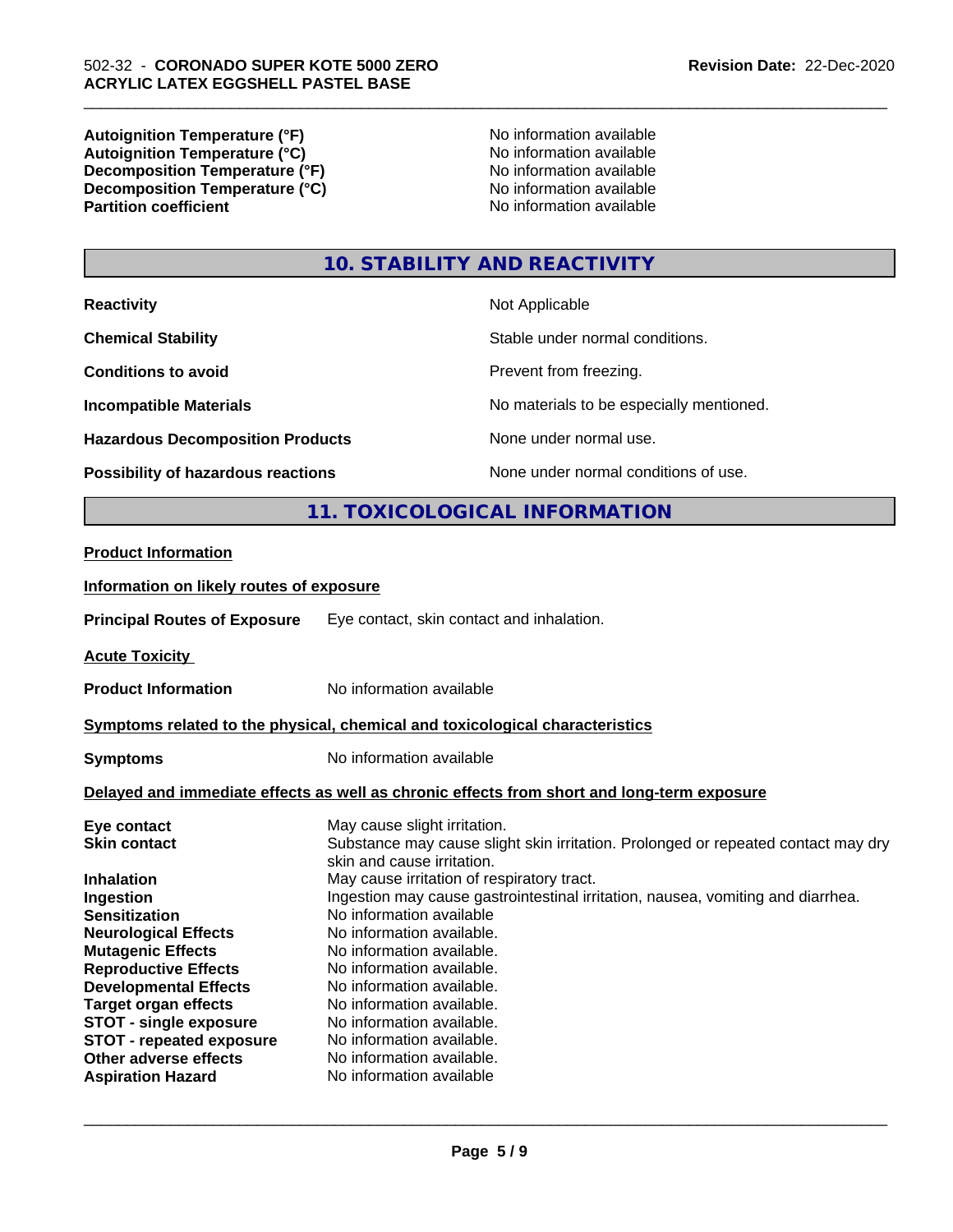| | |
|---|---|
| **Autoignition Temperature (°F)** | No information available |
| **Autoignition Temperature (°C)** | No information available |
| **Decomposition Temperature (°F)** | No information available |
| **Decomposition Temperature (°C)** | No information available |
| **Partition coefficient** | No information available |

## 10. STABILITY AND REACTIVITY

| | |
|---|---|
| **Reactivity** | Not Applicable |
| **Chemical Stability** | Stable under normal conditions. |
| **Conditions to avoid** | Prevent from freezing. |
| **Incompatible Materials** | No materials to be especially mentioned. |
| **Hazardous Decomposition Products** | None under normal use. |
| **Possibility of hazardous reactions** | None under normal conditions of use. |

## 11. TOXICOLOGICAL INFORMATION

**Product Information**

**Information on likely routes of exposure**

**Principal Routes of Exposure** Eye contact, skin contact and inhalation.

**Acute Toxicity**

**Product Information** No information available

**Symptoms related to the physical, chemical and toxicological characteristics**

**Symptoms** No information available

**Delayed and immediate effects as well as chronic effects from short and long-term exposure**

| | |
|---|---|
| **Eye contact** | May cause slight irritation. |
| **Skin contact** | Substance may cause slight skin irritation. Prolonged or repeated contact may dry skin and cause irritation. |
| **Inhalation** | May cause irritation of respiratory tract. |
| **Ingestion** | Ingestion may cause gastrointestinal irritation, nausea, vomiting and diarrhea. |
| **Sensitization** | No information available |
| **Neurological Effects** | No information available. |
| **Mutagenic Effects** | No information available. |
| **Reproductive Effects** | No information available. |
| **Developmental Effects** | No information available. |
| **Target organ effects** | No information available. |
| **STOT - single exposure** | No information available. |
| **STOT - repeated exposure** | No information available. |
| **Other adverse effects** | No information available. |
| **Aspiration Hazard** | No information available |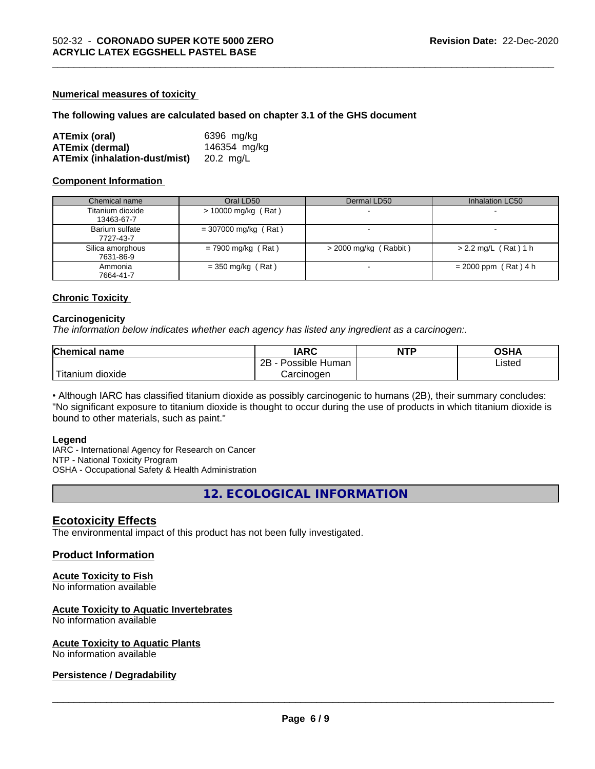#### Numerical measures of toxicity

**The following values are calculated based on chapter 3.1 of the GHS document**

| | |
|---|---|
| **ATEmix (oral)** | 6396 mg/kg |
| **ATEmix (dermal)** | 146354 mg/kg |
| **ATEmix (inhalation-dust/mist)** | 20.2 mg/L |

#### Component Information

| Chemical name | Oral LD50 | Dermal LD50 | Inhalation LC50 |
|---|---|---|---|
| Titanium dioxide<br>13463-67-7 | > 10000 mg/kg ( Rat ) | - | - |
| Barium sulfate<br>7727-43-7 | = 307000 mg/kg ( Rat ) | - | - |
| Silica amorphous<br>7631-86-9 | = 7900 mg/kg ( Rat ) | > 2000 mg/kg ( Rabbit ) | > 2.2 mg/L ( Rat ) 1 h |
| Ammonia<br>7664-41-7 | = 350 mg/kg ( Rat ) | - | = 2000 ppm ( Rat ) 4 h |

#### Chronic Toxicity

**Carcinogenicity**

*The information below indicates whether each agency has listed any ingredient as a carcinogen:.*

| Chemical name | IARC | NTP | OSHA |
|---|---|---|---|
| Titanium dioxide | 2B - Possible Human Carcinogen | | Listed |

• Although IARC has classified titanium dioxide as possibly carcinogenic to humans (2B), their summary concludes: "No significant exposure to titanium dioxide is thought to occur during the use of products in which titanium dioxide is bound to other materials, such as paint."

**Legend**

IARC - International Agency for Research on Cancer
NTP - National Toxicity Program
OSHA - Occupational Safety & Health Administration

## 12. ECOLOGICAL INFORMATION

### Ecotoxicity Effects

The environmental impact of this product has not been fully investigated.

### Product Information

#### Acute Toxicity to Fish

No information available

#### Acute Toxicity to Aquatic Invertebrates

No information available

#### Acute Toxicity to Aquatic Plants

No information available

#### Persistence / Degradability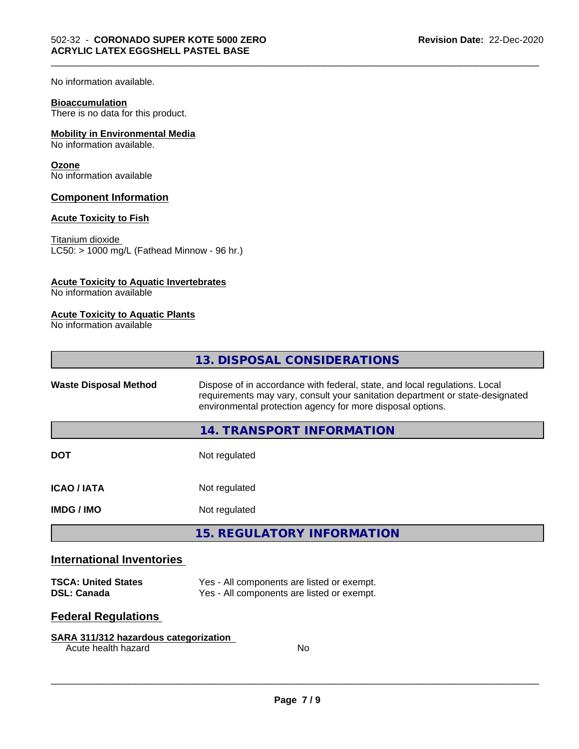No information available.

**Bioaccumulation**
There is no data for this product.

**Mobility in Environmental Media**
No information available.

**Ozone**
No information available

## Component Information

**Acute Toxicity to Fish**

Titanium dioxide
LC50: > 1000 mg/L (Fathead Minnow - 96 hr.)

**Acute Toxicity to Aquatic Invertebrates**
No information available

**Acute Toxicity to Aquatic Plants**
No information available

## 13. DISPOSAL CONSIDERATIONS

| | |
|---|---|
| **Waste Disposal Method** | Dispose of in accordance with federal, state, and local regulations. Local requirements may vary, consult your sanitation department or state-designated environmental protection agency for more disposal options. |

## 14. TRANSPORT INFORMATION

| | |
|---|---|
| **DOT** | Not regulated |
| **ICAO / IATA** | Not regulated |
| **IMDG / IMO** | Not regulated |

## 15. REGULATORY INFORMATION

### International Inventories

| | |
|---|---|
| **TSCA: United States** | Yes - All components are listed or exempt. |
| **DSL: Canada** | Yes - All components are listed or exempt. |

### Federal Regulations

**SARA 311/312 hazardous categorization**

| | |
|---|---|
| Acute health hazard | No |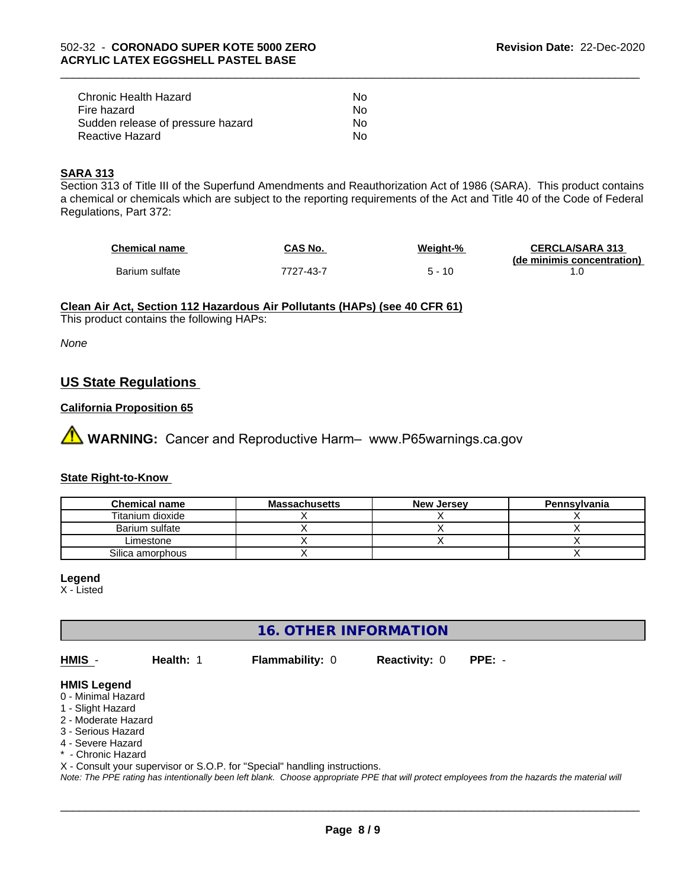| | |
|---|---|
| Chronic Health Hazard | No |
| Fire hazard | No |
| Sudden release of pressure hazard | No |
| Reactive Hazard | No |

**SARA 313**

Section 313 of Title III of the Superfund Amendments and Reauthorization Act of 1986 (SARA). This product contains a chemical or chemicals which are subject to the reporting requirements of the Act and Title 40 of the Code of Federal Regulations, Part 372:

| Chemical name | CAS No. | Weight-% | CERCLA/SARA 313 (de minimis concentration) |
|---|---|---|---|
| Barium sulfate | 7727-43-7 | 5 - 10 | 1.0 |

**Clean Air Act, Section 112 Hazardous Air Pollutants (HAPs) (see 40 CFR 61)**

This product contains the following HAPs:

*None*

## US State Regulations

**California Proposition 65**

⚠ **WARNING:** Cancer and Reproductive Harm– www.P65warnings.ca.gov

**State Right-to-Know**

| Chemical name | Massachusetts | New Jersey | Pennsylvania |
|---|---|---|---|
| Titanium dioxide | X | X | X |
| Barium sulfate | X | X | X |
| Limestone | X | X | X |
| Silica amorphous | X | | X |

**Legend**

X - Listed

## 16. OTHER INFORMATION

**HMIS** - **Health:** 1 **Flammability:** 0 **Reactivity:** 0 **PPE:** -

**HMIS Legend**

0 - Minimal Hazard
1 - Slight Hazard
2 - Moderate Hazard
3 - Serious Hazard
4 - Severe Hazard
* - Chronic Hazard
X - Consult your supervisor or S.O.P. for "Special" handling instructions.

*Note: The PPE rating has intentionally been left blank. Choose appropriate PPE that will protect employees from the hazards the material will*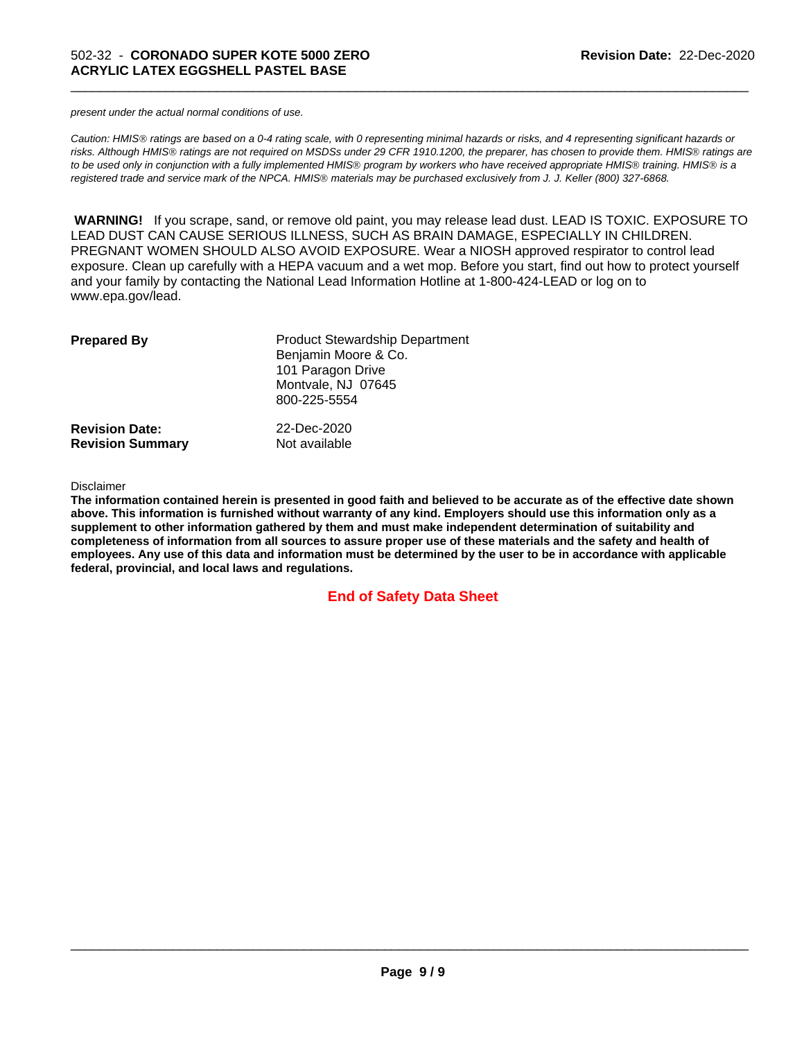*present under the actual normal conditions of use.*

*Caution: HMIS® ratings are based on a 0-4 rating scale, with 0 representing minimal hazards or risks, and 4 representing significant hazards or risks. Although HMIS® ratings are not required on MSDSs under 29 CFR 1910.1200, the preparer, has chosen to provide them. HMIS® ratings are to be used only in conjunction with a fully implemented HMIS® program by workers who have received appropriate HMIS® training. HMIS® is a registered trade and service mark of the NPCA. HMIS® materials may be purchased exclusively from J. J. Keller (800) 327-6868.*

**WARNING!** If you scrape, sand, or remove old paint, you may release lead dust. LEAD IS TOXIC. EXPOSURE TO LEAD DUST CAN CAUSE SERIOUS ILLNESS, SUCH AS BRAIN DAMAGE, ESPECIALLY IN CHILDREN. PREGNANT WOMEN SHOULD ALSO AVOID EXPOSURE. Wear a NIOSH approved respirator to control lead exposure. Clean up carefully with a HEPA vacuum and a wet mop. Before you start, find out how to protect yourself and your family by contacting the National Lead Information Hotline at 1-800-424-LEAD or log on to www.epa.gov/lead.

| | |
|---|---|
| **Prepared By** | Product Stewardship Department<br>Benjamin Moore & Co.<br>101 Paragon Drive<br>Montvale, NJ 07645<br>800-225-5554 |
| **Revision Date:** | 22-Dec-2020 |
| **Revision Summary** | Not available |

Disclaimer

**The information contained herein is presented in good faith and believed to be accurate as of the effective date shown above. This information is furnished without warranty of any kind. Employers should use this information only as a supplement to other information gathered by them and must make independent determination of suitability and completeness of information from all sources to assure proper use of these materials and the safety and health of employees. Any use of this data and information must be determined by the user to be in accordance with applicable federal, provincial, and local laws and regulations.**

**End of Safety Data Sheet**